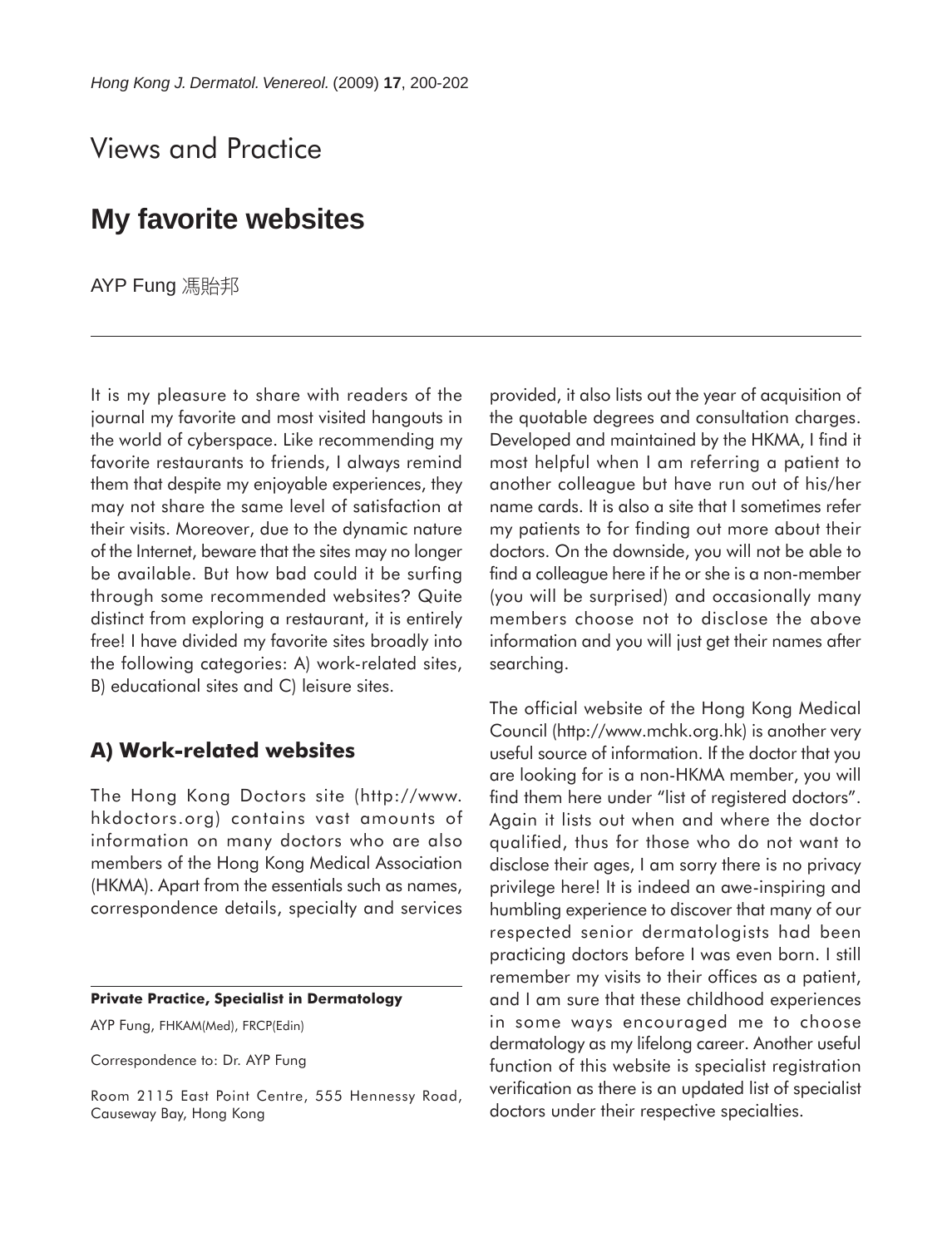Views and Practice

# My favorite websites

AYP Fung 馮貽邦

It is my pleasure to share with readers of the journal my favorite and most visited hangouts in the world of cyberspace. Like recommending my favorite restaurants to friends, I always remind them that despite my enjoyable experiences, they may not share the same level of satisfaction at their visits. Moreover, due to the dynamic nature of the Internet, beware that the sites may no longer be available. But how bad could it be surfing through some recommended websites? Quite distinct from exploring a restaurant, it is entirely free! I have divided my favorite sites broadly into the following categories: A) work-related sites, B) educational sites and C) leisure sites.

## A) Work-related websites

The Hong Kong Doctors site (http://www.hkdoctors.org) contains vast amounts of information on many doctors who are also members of the Hong Kong Medical Association (HKMA). Apart from the essentials such as names, correspondence details, specialty and services provided, it also lists out the year of acquisition of the quotable degrees and consultation charges. Developed and maintained by the HKMA, I find it most helpful when I am referring a patient to another colleague but have run out of his/her name cards. It is also a site that I sometimes refer my patients to for finding out more about their doctors. On the downside, you will not be able to find a colleague here if he or she is a non-member (you will be surprised) and occasionally many members choose not to disclose the above information and you will just get their names after searching.

The official website of the Hong Kong Medical Council (http://www.mchk.org.hk) is another very useful source of information. If the doctor that you are looking for is a non-HKMA member, you will find them here under "list of registered doctors". Again it lists out when and where the doctor qualified, thus for those who do not want to disclose their ages, I am sorry there is no privacy privilege here! It is indeed an awe-inspiring and humbling experience to discover that many of our respected senior dermatologists had been practicing doctors before I was even born. I still remember my visits to their offices as a patient, and I am sure that these childhood experiences in some ways encouraged me to choose dermatology as my lifelong career. Another useful function of this website is specialist registration verification as there is an updated list of specialist doctors under their respective specialties.

---

**Private Practice, Specialist in Dermatology**

AYP Fung, FHKAM(Med), FRCP(Edin)

Correspondence to: Dr. AYP Fung

Room 2115 East Point Centre, 555 Hennessy Road, Causeway Bay, Hong Kong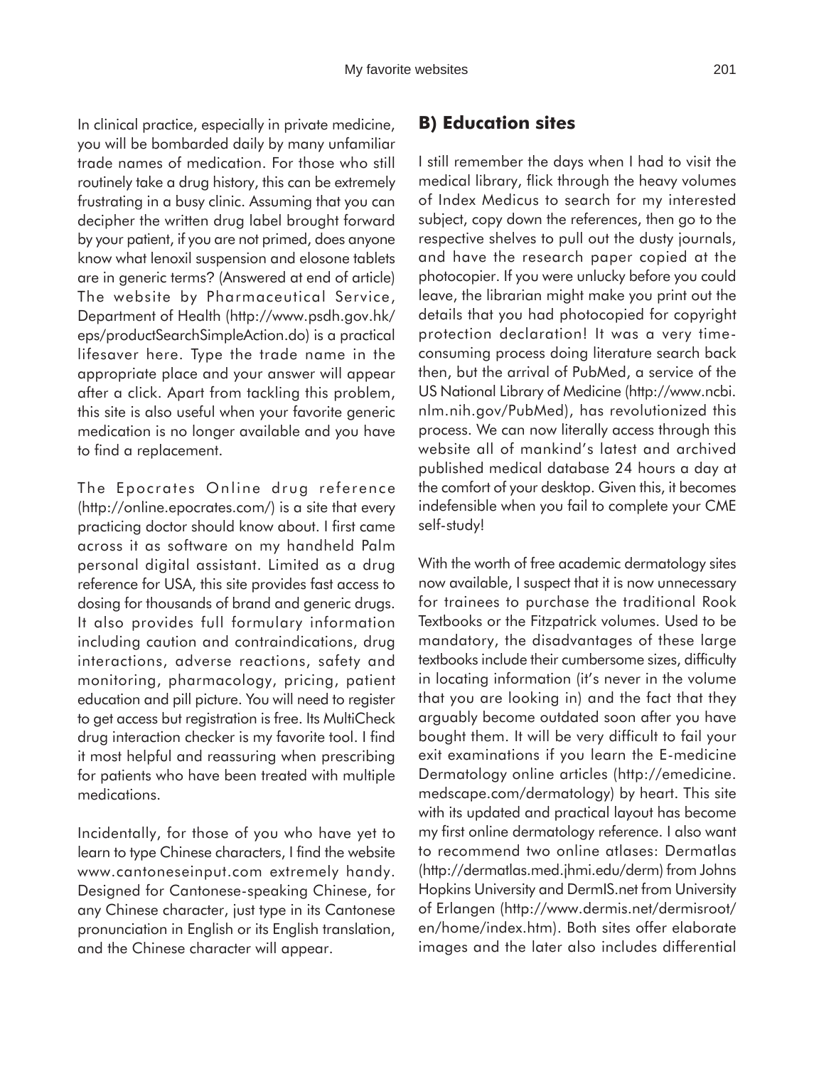In clinical practice, especially in private medicine, you will be bombarded daily by many unfamiliar trade names of medication. For those who still routinely take a drug history, this can be extremely frustrating in a busy clinic. Assuming that you can decipher the written drug label brought forward by your patient, if you are not primed, does anyone know what lenoxil suspension and elosone tablets are in generic terms? (Answered at end of article) The website by Pharmaceutical Service, Department of Health (http://www.psdh.gov.hk/eps/productSearchSimpleAction.do) is a practical lifesaver here. Type the trade name in the appropriate place and your answer will appear after a click. Apart from tackling this problem, this site is also useful when your favorite generic medication is no longer available and you have to find a replacement.

The Epocrates Online drug reference (http://online.epocrates.com/) is a site that every practicing doctor should know about. I first came across it as software on my handheld Palm personal digital assistant. Limited as a drug reference for USA, this site provides fast access to dosing for thousands of brand and generic drugs. It also provides full formulary information including caution and contraindications, drug interactions, adverse reactions, safety and monitoring, pharmacology, pricing, patient education and pill picture. You will need to register to get access but registration is free. Its MultiCheck drug interaction checker is my favorite tool. I find it most helpful and reassuring when prescribing for patients who have been treated with multiple medications.

Incidentally, for those of you who have yet to learn to type Chinese characters, I find the website www.cantoneseinput.com extremely handy. Designed for Cantonese-speaking Chinese, for any Chinese character, just type in its Cantonese pronunciation in English or its English translation, and the Chinese character will appear.

## B) Education sites

I still remember the days when I had to visit the medical library, flick through the heavy volumes of Index Medicus to search for my interested subject, copy down the references, then go to the respective shelves to pull out the dusty journals, and have the research paper copied at the photocopier. If you were unlucky before you could leave, the librarian might make you print out the details that you had photocopied for copyright protection declaration! It was a very time-consuming process doing literature search back then, but the arrival of PubMed, a service of the US National Library of Medicine (http://www.ncbi.nlm.nih.gov/PubMed), has revolutionized this process. We can now literally access through this website all of mankind's latest and archived published medical database 24 hours a day at the comfort of your desktop. Given this, it becomes indefensible when you fail to complete your CME self-study!

With the worth of free academic dermatology sites now available, I suspect that it is now unnecessary for trainees to purchase the traditional Rook Textbooks or the Fitzpatrick volumes. Used to be mandatory, the disadvantages of these large textbooks include their cumbersome sizes, difficulty in locating information (it's never in the volume that you are looking in) and the fact that they arguably become outdated soon after you have bought them. It will be very difficult to fail your exit examinations if you learn the E-medicine Dermatology online articles (http://emedicine.medscape.com/dermatology) by heart. This site with its updated and practical layout has become my first online dermatology reference. I also want to recommend two online atlases: Dermatlas (http://dermatlas.med.jhmi.edu/derm) from Johns Hopkins University and DermIS.net from University of Erlangen (http://www.dermis.net/dermisroot/en/home/index.htm). Both sites offer elaborate images and the later also includes differential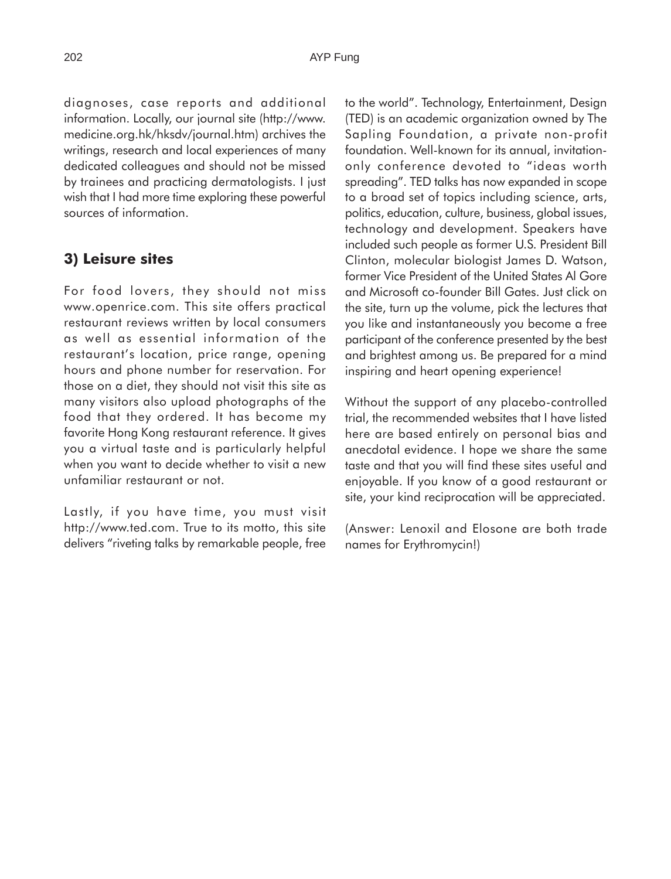diagnoses, case reports and additional information. Locally, our journal site (http://www.medicine.org.hk/hksdv/journal.htm) archives the writings, research and local experiences of many dedicated colleagues and should not be missed by trainees and practicing dermatologists. I just wish that I had more time exploring these powerful sources of information.

## 3) Leisure sites

For food lovers, they should not miss www.openrice.com. This site offers practical restaurant reviews written by local consumers as well as essential information of the restaurant's location, price range, opening hours and phone number for reservation. For those on a diet, they should not visit this site as many visitors also upload photographs of the food that they ordered. It has become my favorite Hong Kong restaurant reference. It gives you a virtual taste and is particularly helpful when you want to decide whether to visit a new unfamiliar restaurant or not.

Lastly, if you have time, you must visit http://www.ted.com. True to its motto, this site delivers "riveting talks by remarkable people, free to the world". Technology, Entertainment, Design (TED) is an academic organization owned by The Sapling Foundation, a private non-profit foundation. Well-known for its annual, invitation-only conference devoted to "ideas worth spreading". TED talks has now expanded in scope to a broad set of topics including science, arts, politics, education, culture, business, global issues, technology and development. Speakers have included such people as former U.S. President Bill Clinton, molecular biologist James D. Watson, former Vice President of the United States Al Gore and Microsoft co-founder Bill Gates. Just click on the site, turn up the volume, pick the lectures that you like and instantaneously you become a free participant of the conference presented by the best and brightest among us. Be prepared for a mind inspiring and heart opening experience!

Without the support of any placebo-controlled trial, the recommended websites that I have listed here are based entirely on personal bias and anecdotal evidence. I hope we share the same taste and that you will find these sites useful and enjoyable. If you know of a good restaurant or site, your kind reciprocation will be appreciated.

(Answer: Lenoxil and Elosone are both trade names for Erythromycin!)